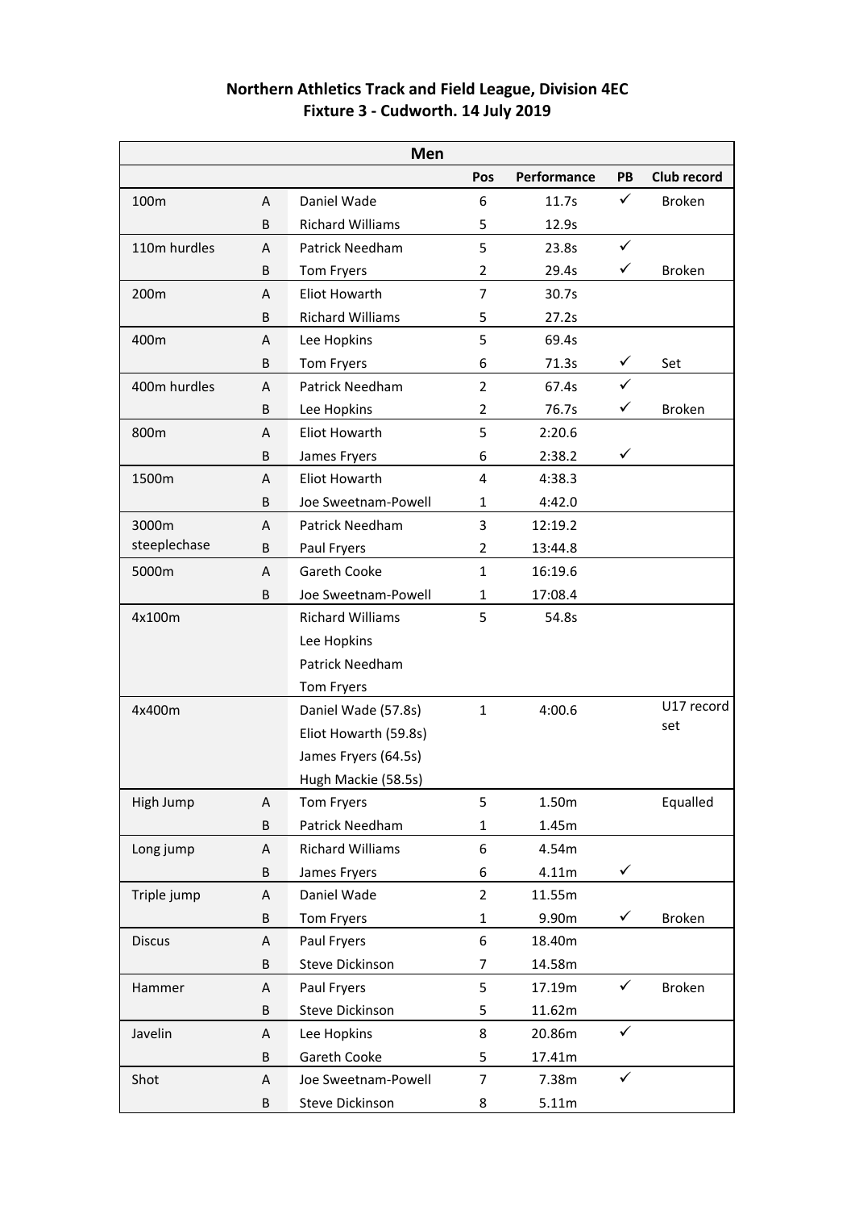**Northern Athletics Track and Field League, Division 4EC**
**Fixture 3 - Cudworth. 14 July 2019**

| Men | | | | | | |
|---|---|---|---|---|---|---|
| | | | Pos | Performance | PB | Club record |
| 100m | A | Daniel Wade | 6 | 11.7s | ✓ | Broken |
| | B | Richard Williams | 5 | 12.9s | | |
| 110m hurdles | A | Patrick Needham | 5 | 23.8s | ✓ | |
| | B | Tom Fryers | 2 | 29.4s | ✓ | Broken |
| 200m | A | Eliot Howarth | 7 | 30.7s | | |
| | B | Richard Williams | 5 | 27.2s | | |
| 400m | A | Lee Hopkins | 5 | 69.4s | | |
| | B | Tom Fryers | 6 | 71.3s | ✓ | Set |
| 400m hurdles | A | Patrick Needham | 2 | 67.4s | ✓ | |
| | B | Lee Hopkins | 2 | 76.7s | ✓ | Broken |
| 800m | A | Eliot Howarth | 5 | 2:20.6 | | |
| | B | James Fryers | 6 | 2:38.2 | ✓ | |
| 1500m | A | Eliot Howarth | 4 | 4:38.3 | | |
| | B | Joe Sweetnam-Powell | 1 | 4:42.0 | | |
| 3000m steeplechase | A | Patrick Needham | 3 | 12:19.2 | | |
| | B | Paul Fryers | 2 | 13:44.8 | | |
| 5000m | A | Gareth Cooke | 1 | 16:19.6 | | |
| | B | Joe Sweetnam-Powell | 1 | 17:08.4 | | |
| 4x100m | | Richard Williams | 5 | 54.8s | | |
| | | Lee Hopkins | | | | |
| | | Patrick Needham | | | | |
| | | Tom Fryers | | | | |
| 4x400m | | Daniel Wade (57.8s) | 1 | 4:00.6 | | U17 record set |
| | | Eliot Howarth (59.8s) | | | | |
| | | James Fryers (64.5s) | | | | |
| | | Hugh Mackie (58.5s) | | | | |
| High Jump | A | Tom Fryers | 5 | 1.50m | | Equalled |
| | B | Patrick Needham | 1 | 1.45m | | |
| Long jump | A | Richard Williams | 6 | 4.54m | | |
| | B | James Fryers | 6 | 4.11m | ✓ | |
| Triple jump | A | Daniel Wade | 2 | 11.55m | | |
| | B | Tom Fryers | 1 | 9.90m | ✓ | Broken |
| Discus | A | Paul Fryers | 6 | 18.40m | | |
| | B | Steve Dickinson | 7 | 14.58m | | |
| Hammer | A | Paul Fryers | 5 | 17.19m | ✓ | Broken |
| | B | Steve Dickinson | 5 | 11.62m | | |
| Javelin | A | Lee Hopkins | 8 | 20.86m | ✓ | |
| | B | Gareth Cooke | 5 | 17.41m | | |
| Shot | A | Joe Sweetnam-Powell | 7 | 7.38m | ✓ | |
| | B | Steve Dickinson | 8 | 5.11m | | |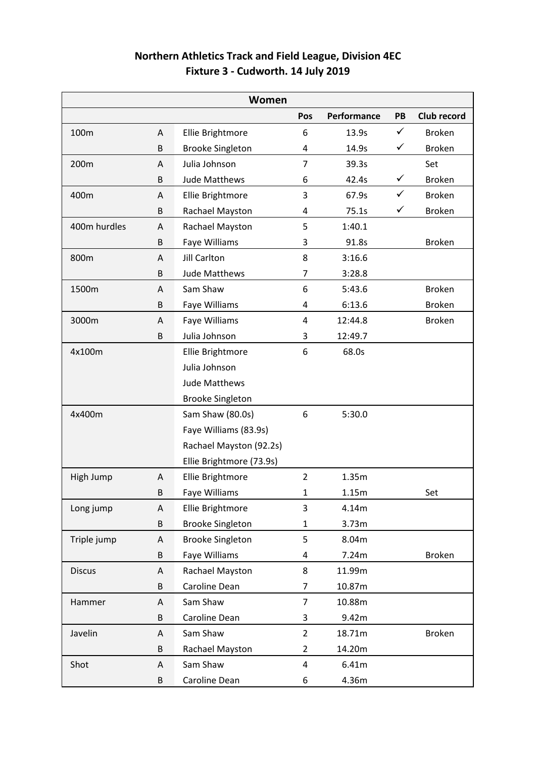**Northern Athletics Track and Field League, Division 4EC**
**Fixture 3 - Cudworth. 14 July 2019**

| Women | | | | | | |
|---|---|---|---|---|---|---|
| | | | Pos | Performance | PB | Club record |
| 100m | A | Ellie Brightmore | 6 | 13.9s | ✓ | Broken |
| | B | Brooke Singleton | 4 | 14.9s | ✓ | Broken |
| 200m | A | Julia Johnson | 7 | 39.3s | | Set |
| | B | Jude Matthews | 6 | 42.4s | ✓ | Broken |
| 400m | A | Ellie Brightmore | 3 | 67.9s | ✓ | Broken |
| | B | Rachael Mayston | 4 | 75.1s | ✓ | Broken |
| 400m hurdles | A | Rachael Mayston | 5 | 1:40.1 | | |
| | B | Faye Williams | 3 | 91.8s | | Broken |
| 800m | A | Jill Carlton | 8 | 3:16.6 | | |
| | B | Jude Matthews | 7 | 3:28.8 | | |
| 1500m | A | Sam Shaw | 6 | 5:43.6 | | Broken |
| | B | Faye Williams | 4 | 6:13.6 | | Broken |
| 3000m | A | Faye Williams | 4 | 12:44.8 | | Broken |
| | B | Julia Johnson | 3 | 12:49.7 | | |
| 4x100m | | Ellie Brightmore | 6 | 68.0s | | |
| | | Julia Johnson | | | | |
| | | Jude Matthews | | | | |
| | | Brooke Singleton | | | | |
| 4x400m | | Sam Shaw (80.0s) | 6 | 5:30.0 | | |
| | | Faye Williams (83.9s) | | | | |
| | | Rachael Mayston (92.2s) | | | | |
| | | Ellie Brightmore (73.9s) | | | | |
| High Jump | A | Ellie Brightmore | 2 | 1.35m | | |
| | B | Faye Williams | 1 | 1.15m | | Set |
| Long jump | A | Ellie Brightmore | 3 | 4.14m | | |
| | B | Brooke Singleton | 1 | 3.73m | | |
| Triple jump | A | Brooke Singleton | 5 | 8.04m | | |
| | B | Faye Williams | 4 | 7.24m | | Broken |
| Discus | A | Rachael Mayston | 8 | 11.99m | | |
| | B | Caroline Dean | 7 | 10.87m | | |
| Hammer | A | Sam Shaw | 7 | 10.88m | | |
| | B | Caroline Dean | 3 | 9.42m | | |
| Javelin | A | Sam Shaw | 2 | 18.71m | | Broken |
| | B | Rachael Mayston | 2 | 14.20m | | |
| Shot | A | Sam Shaw | 4 | 6.41m | | |
| | B | Caroline Dean | 6 | 4.36m | | |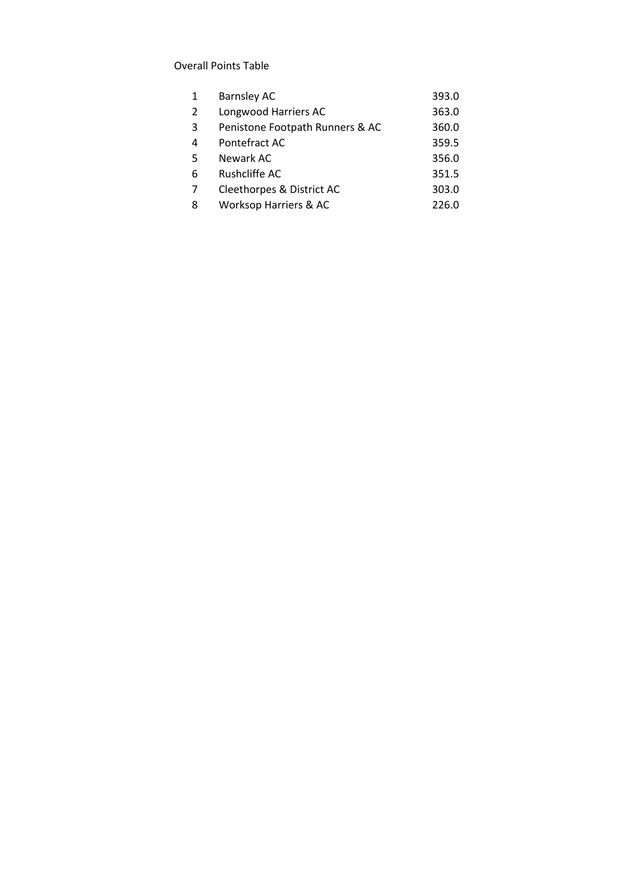Overall Points Table

| | | |
|---|---|---|
| 1 | Barnsley AC | 393.0 |
| 2 | Longwood Harriers AC | 363.0 |
| 3 | Penistone Footpath Runners & AC | 360.0 |
| 4 | Pontefract AC | 359.5 |
| 5 | Newark AC | 356.0 |
| 6 | Rushcliffe AC | 351.5 |
| 7 | Cleethorpes & District AC | 303.0 |
| 8 | Worksop Harriers & AC | 226.0 |